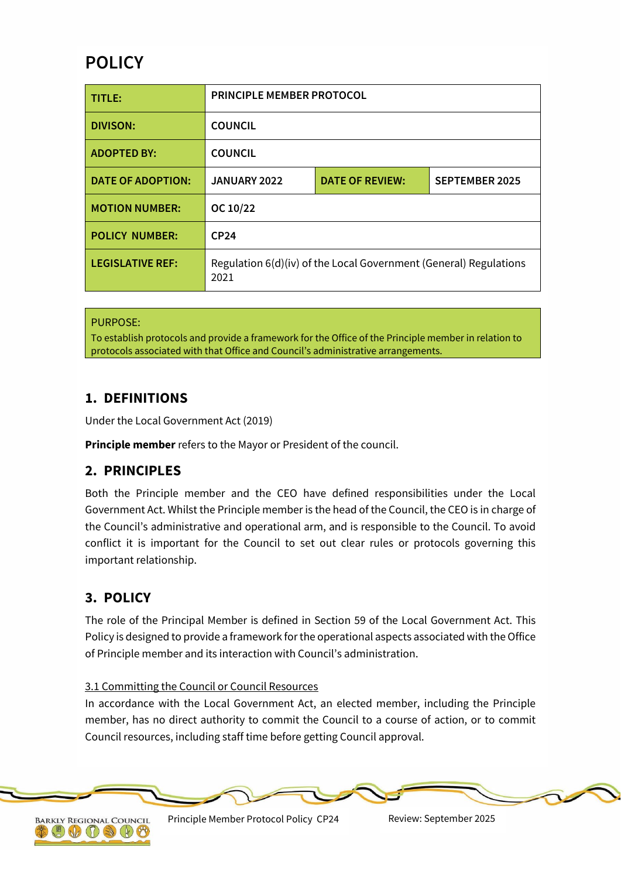# POLICY

| TITLE: | PRINCIPLE MEMBER PROTOCOL | | |
|---|---|---|---|
| DIVISON: | COUNCIL | | |
| ADOPTED BY: | COUNCIL | | |
| DATE OF ADOPTION: | JANUARY 2022 | DATE OF REVIEW: | SEPTEMBER 2025 |
| MOTION NUMBER: | OC 10/22 | | |
| POLICY NUMBER: | CP24 | | |
| LEGISLATIVE REF: | Regulation 6(d)(iv) of the Local Government (General) Regulations 2021 | | |

PURPOSE:
To establish protocols and provide a framework for the Office of the Principle member in relation to protocols associated with that Office and Council's administrative arrangements.

## 1. DEFINITIONS

Under the Local Government Act (2019)

**Principle member** refers to the Mayor or President of the council.

## 2. PRINCIPLES

Both the Principle member and the CEO have defined responsibilities under the Local Government Act. Whilst the Principle member is the head of the Council, the CEO is in charge of the Council's administrative and operational arm, and is responsible to the Council. To avoid conflict it is important for the Council to set out clear rules or protocols governing this important relationship.

## 3. POLICY

The role of the Principal Member is defined in Section 59 of the Local Government Act. This Policy is designed to provide a framework for the operational aspects associated with the Office of Principle member and its interaction with Council's administration.

### 3.1 Committing the Council or Council Resources

In accordance with the Local Government Act, an elected member, including the Principle member, has no direct authority to commit the Council to a course of action, or to commit Council resources, including staff time before getting Council approval.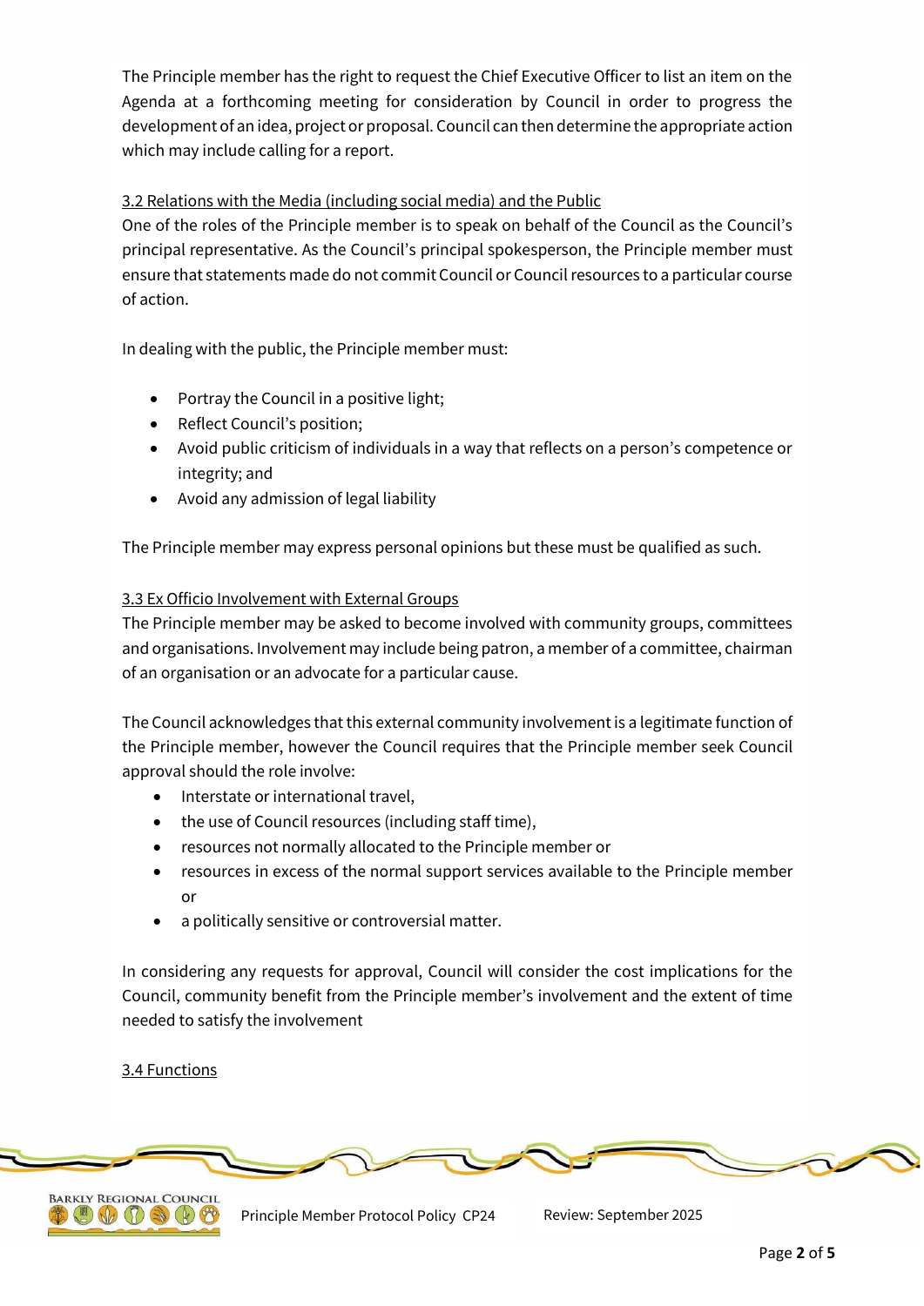The Principle member has the right to request the Chief Executive Officer to list an item on the Agenda at a forthcoming meeting for consideration by Council in order to progress the development of an idea, project or proposal. Council can then determine the appropriate action which may include calling for a report.

<u>3.2 Relations with the Media (including social media) and the Public</u>

One of the roles of the Principle member is to speak on behalf of the Council as the Council's principal representative. As the Council's principal spokesperson, the Principle member must ensure that statements made do not commit Council or Council resources to a particular course of action.

In dealing with the public, the Principle member must:

- Portray the Council in a positive light;
- Reflect Council's position;
- Avoid public criticism of individuals in a way that reflects on a person's competence or integrity; and
- Avoid any admission of legal liability

The Principle member may express personal opinions but these must be qualified as such.

<u>3.3 Ex Officio Involvement with External Groups</u>

The Principle member may be asked to become involved with community groups, committees and organisations. Involvement may include being patron, a member of a committee, chairman of an organisation or an advocate for a particular cause.

The Council acknowledges that this external community involvement is a legitimate function of the Principle member, however the Council requires that the Principle member seek Council approval should the role involve:

- Interstate or international travel,
- the use of Council resources (including staff time),
- resources not normally allocated to the Principle member or
- resources in excess of the normal support services available to the Principle member or
- a politically sensitive or controversial matter.

In considering any requests for approval, Council will consider the cost implications for the Council, community benefit from the Principle member's involvement and the extent of time needed to satisfy the involvement

<u>3.4 Functions</u>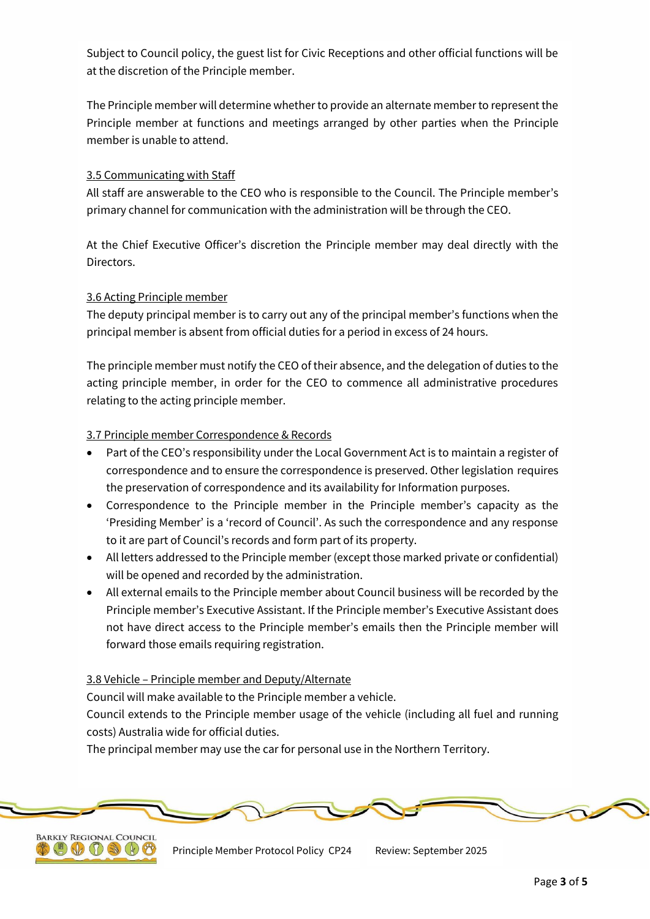Subject to Council policy, the guest list for Civic Receptions and other official functions will be at the discretion of the Principle member.

The Principle member will determine whether to provide an alternate member to represent the Principle member at functions and meetings arranged by other parties when the Principle member is unable to attend.

### 3.5 Communicating with Staff

All staff are answerable to the CEO who is responsible to the Council. The Principle member's primary channel for communication with the administration will be through the CEO.

At the Chief Executive Officer's discretion the Principle member may deal directly with the Directors.

### 3.6 Acting Principle member

The deputy principal member is to carry out any of the principal member's functions when the principal member is absent from official duties for a period in excess of 24 hours.

The principle member must notify the CEO of their absence, and the delegation of duties to the acting principle member, in order for the CEO to commence all administrative procedures relating to the acting principle member.

### 3.7 Principle member Correspondence & Records

- Part of the CEO's responsibility under the Local Government Act is to maintain a register of correspondence and to ensure the correspondence is preserved. Other legislation requires the preservation of correspondence and its availability for Information purposes.
- Correspondence to the Principle member in the Principle member's capacity as the 'Presiding Member' is a 'record of Council'. As such the correspondence and any response to it are part of Council's records and form part of its property.
- All letters addressed to the Principle member (except those marked private or confidential) will be opened and recorded by the administration.
- All external emails to the Principle member about Council business will be recorded by the Principle member's Executive Assistant. If the Principle member's Executive Assistant does not have direct access to the Principle member's emails then the Principle member will forward those emails requiring registration.

### 3.8 Vehicle – Principle member and Deputy/Alternate

Council will make available to the Principle member a vehicle.

Council extends to the Principle member usage of the vehicle (including all fuel and running costs) Australia wide for official duties.

The principal member may use the car for personal use in the Northern Territory.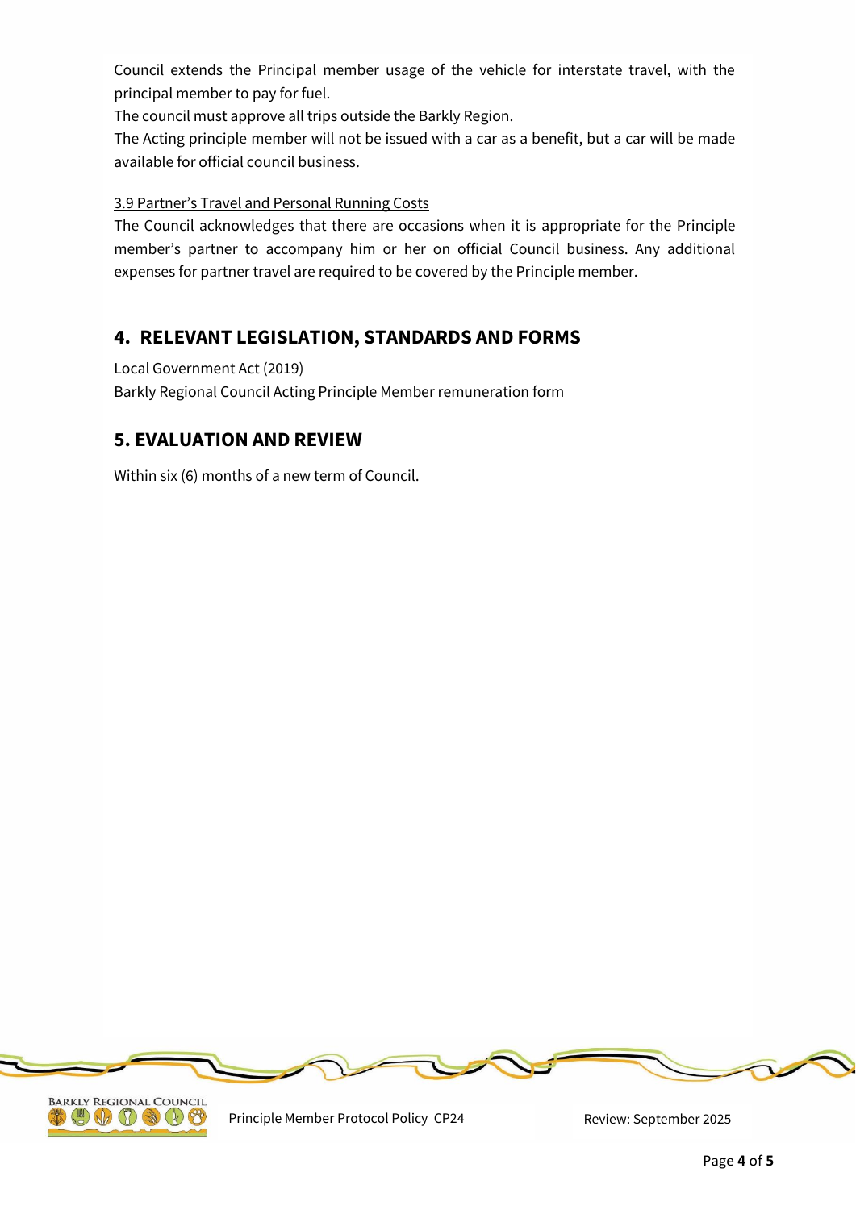Council extends the Principal member usage of the vehicle for interstate travel, with the principal member to pay for fuel.
The council must approve all trips outside the Barkly Region.
The Acting principle member will not be issued with a car as a benefit, but a car will be made available for official council business.

3.9 Partner's Travel and Personal Running Costs

The Council acknowledges that there are occasions when it is appropriate for the Principle member's partner to accompany him or her on official Council business. Any additional expenses for partner travel are required to be covered by the Principle member.

## 4. RELEVANT LEGISLATION, STANDARDS AND FORMS

Local Government Act (2019)
Barkly Regional Council Acting Principle Member remuneration form

## 5. EVALUATION AND REVIEW

Within six (6) months of a new term of Council.